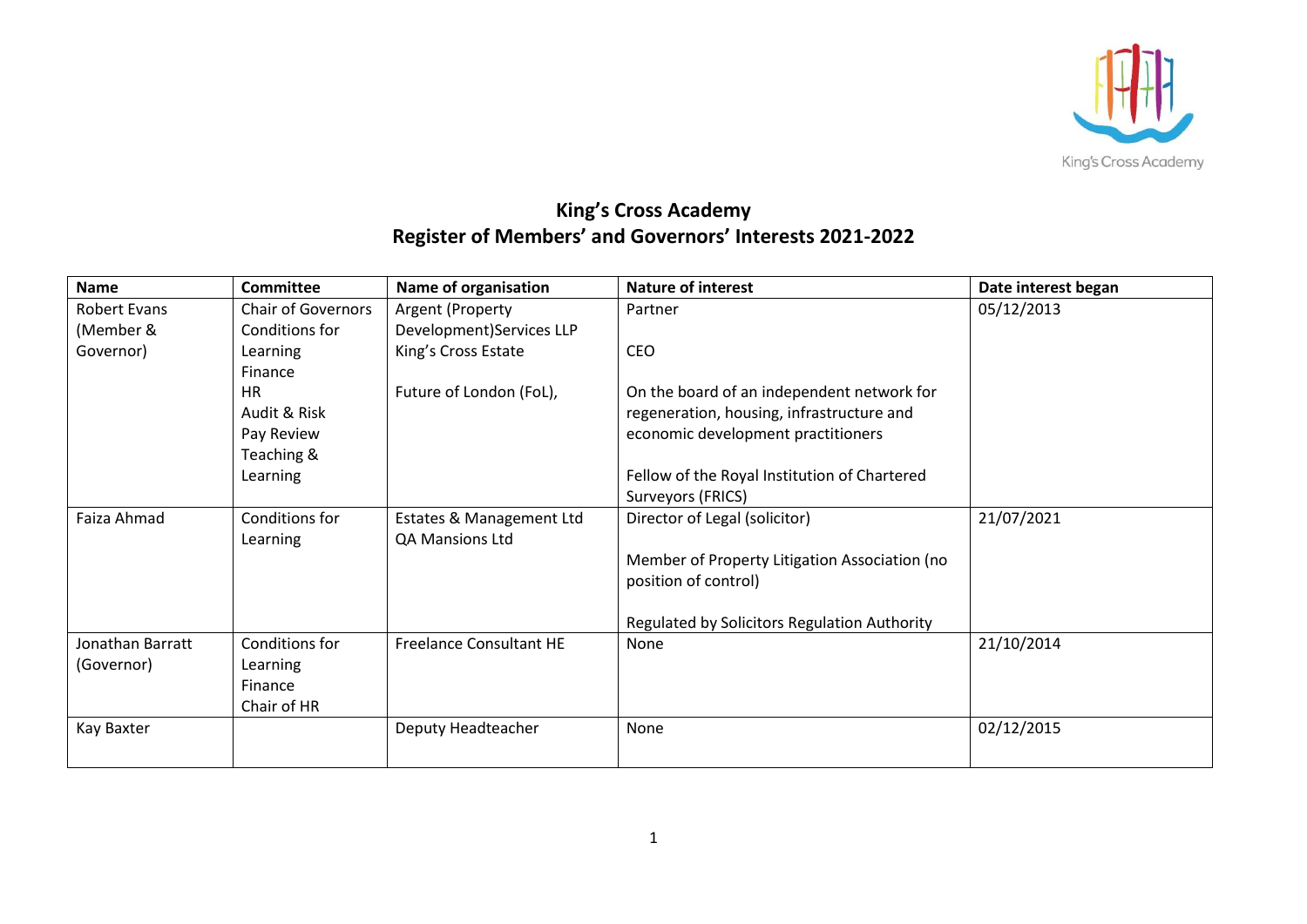# King's Cross Academy
## Register of Members' and Governors' Interests 2021-2022

| Name | Committee | Name of organisation | Nature of interest | Date interest began |
|---|---|---|---|---|
| Robert Evans (Member & Governor) | Chair of Governors<br>Conditions for Learning<br>Finance<br>HR<br>Audit & Risk<br>Pay Review<br>Teaching & Learning | Argent (Property Development)Services LLP<br>King's Cross Estate<br><br>Future of London (FoL), | Partner<br><br>CEO<br><br>On the board of an independent network for regeneration, housing, infrastructure and economic development practitioners<br><br>Fellow of the Royal Institution of Chartered Surveyors (FRICS) | 05/12/2013 |
| Faiza Ahmad | Conditions for Learning | Estates & Management Ltd<br>QA Mansions Ltd | Director of Legal (solicitor)<br><br>Member of Property Litigation Association (no position of control)<br><br>Regulated by Solicitors Regulation Authority | 21/07/2021 |
| Jonathan Barratt (Governor) | Conditions for Learning<br>Finance<br>Chair of HR | Freelance Consultant HE | None | 21/10/2014 |
| Kay Baxter | | Deputy Headteacher | None | 02/12/2015 |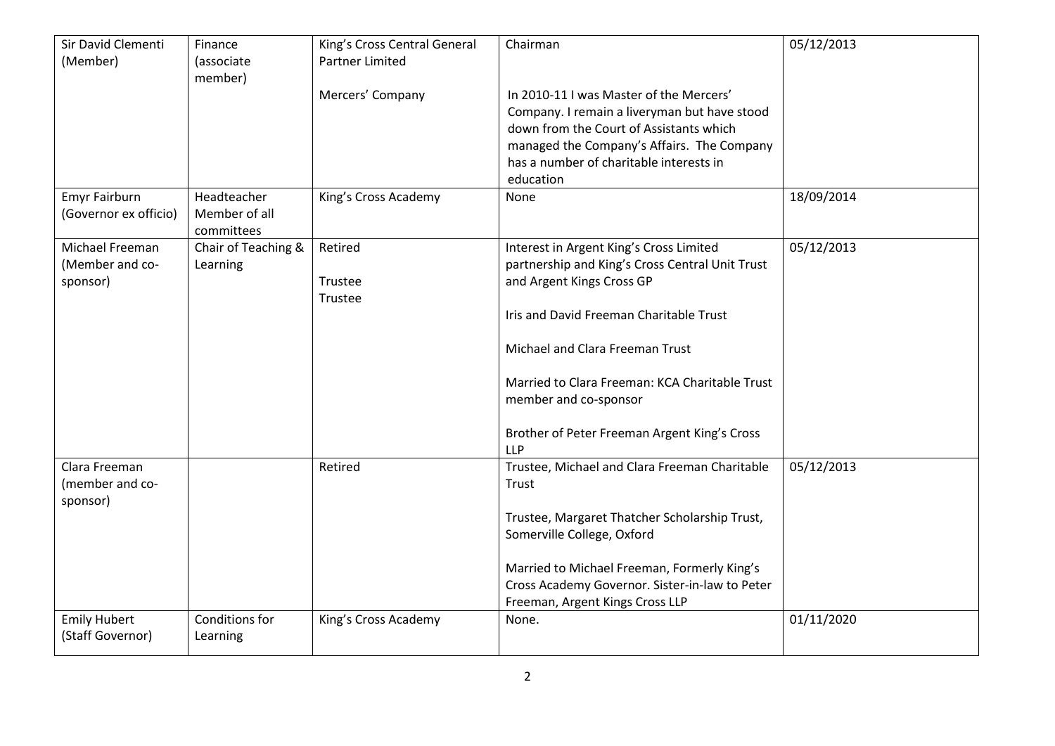| | | | | |
|---|---|---|---|---|
| Sir David Clementi (Member) | Finance (associate member) | King's Cross Central General Partner Limited<br><br>Mercers' Company | Chairman<br><br>In 2010-11 I was Master of the Mercers' Company. I remain a liveryman but have stood down from the Court of Assistants which managed the Company's Affairs. The Company has a number of charitable interests in education | 05/12/2013 |
| Emyr Fairburn (Governor ex officio) | Headteacher Member of all committees | King's Cross Academy | None | 18/09/2014 |
| Michael Freeman (Member and co-sponsor) | Chair of Teaching & Learning | Retired<br><br>Trustee<br>Trustee | Interest in Argent King's Cross Limited partnership and King's Cross Central Unit Trust and Argent Kings Cross GP<br><br>Iris and David Freeman Charitable Trust<br><br>Michael and Clara Freeman Trust<br><br>Married to Clara Freeman: KCA Charitable Trust member and co-sponsor<br><br>Brother of Peter Freeman Argent King's Cross LLP | 05/12/2013 |
| Clara Freeman (member and co-sponsor) | | Retired | Trustee, Michael and Clara Freeman Charitable Trust<br><br>Trustee, Margaret Thatcher Scholarship Trust, Somerville College, Oxford<br><br>Married to Michael Freeman, Formerly King's Cross Academy Governor. Sister-in-law to Peter Freeman, Argent Kings Cross LLP | 05/12/2013 |
| Emily Hubert (Staff Governor) | Conditions for Learning | King's Cross Academy | None. | 01/11/2020 |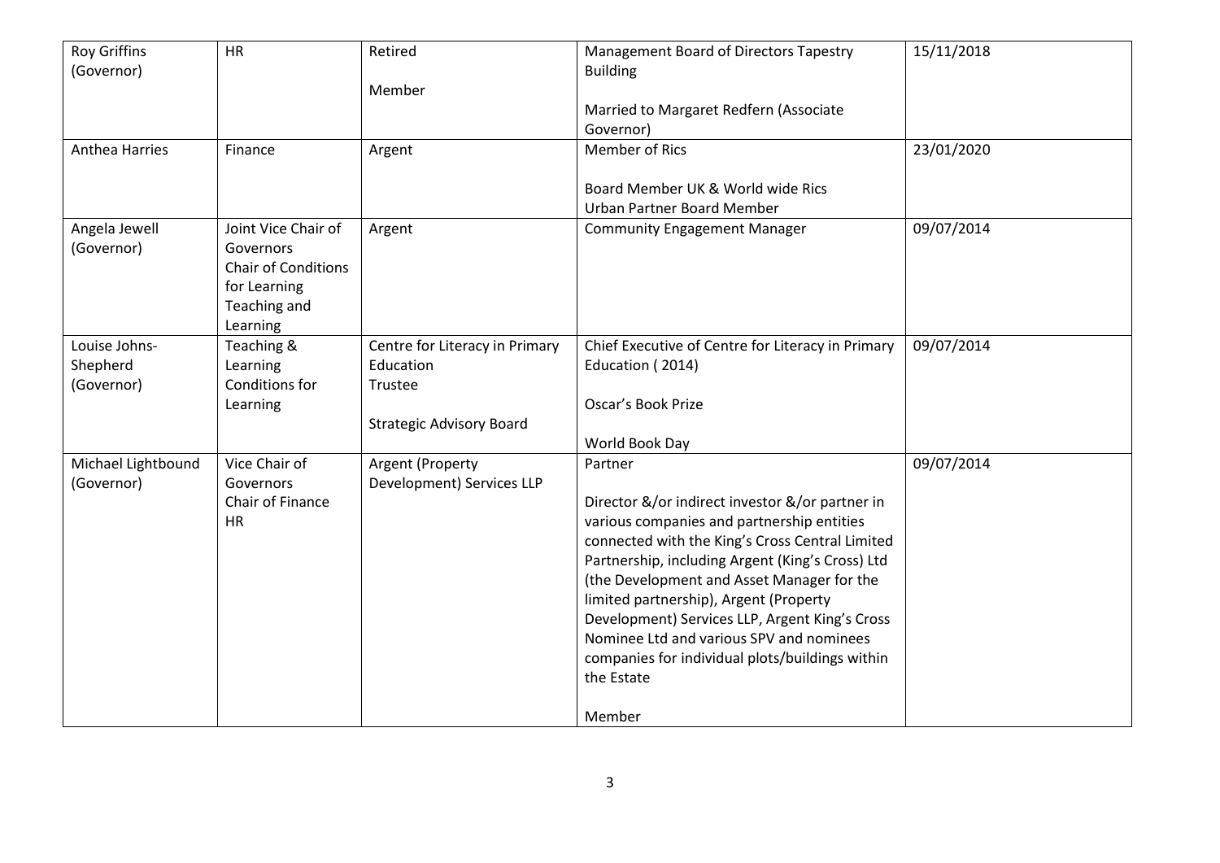| | | | | |
|---|---|---|---|---|
| Roy Griffins (Governor) | HR | Retired<br><br>Member | Management Board of Directors Tapestry Building<br><br>Married to Margaret Redfern (Associate Governor) | 15/11/2018 |
| Anthea Harries | Finance | Argent | Member of Rics<br><br>Board Member UK & World wide Rics<br>Urban Partner Board Member | 23/01/2020 |
| Angela Jewell (Governor) | Joint Vice Chair of Governors<br>Chair of Conditions for Learning<br>Teaching and Learning | Argent | Community Engagement Manager | 09/07/2014 |
| Louise Johns-Shepherd (Governor) | Teaching & Learning<br>Conditions for Learning | Centre for Literacy in Primary Education<br>Trustee<br><br>Strategic Advisory Board | Chief Executive of Centre for Literacy in Primary Education ( 2014)<br><br>Oscar's Book Prize<br><br>World Book Day | 09/07/2014 |
| Michael Lightbound (Governor) | Vice Chair of Governors<br>Chair of Finance<br>HR | Argent (Property Development) Services LLP | Partner<br><br>Director &/or indirect investor &/or partner in various companies and partnership entities connected with the King's Cross Central Limited Partnership, including Argent (King's Cross) Ltd (the Development and Asset Manager for the limited partnership), Argent (Property Development) Services LLP, Argent King's Cross Nominee Ltd and various SPV and nominees companies for individual plots/buildings within the Estate<br><br>Member | 09/07/2014 |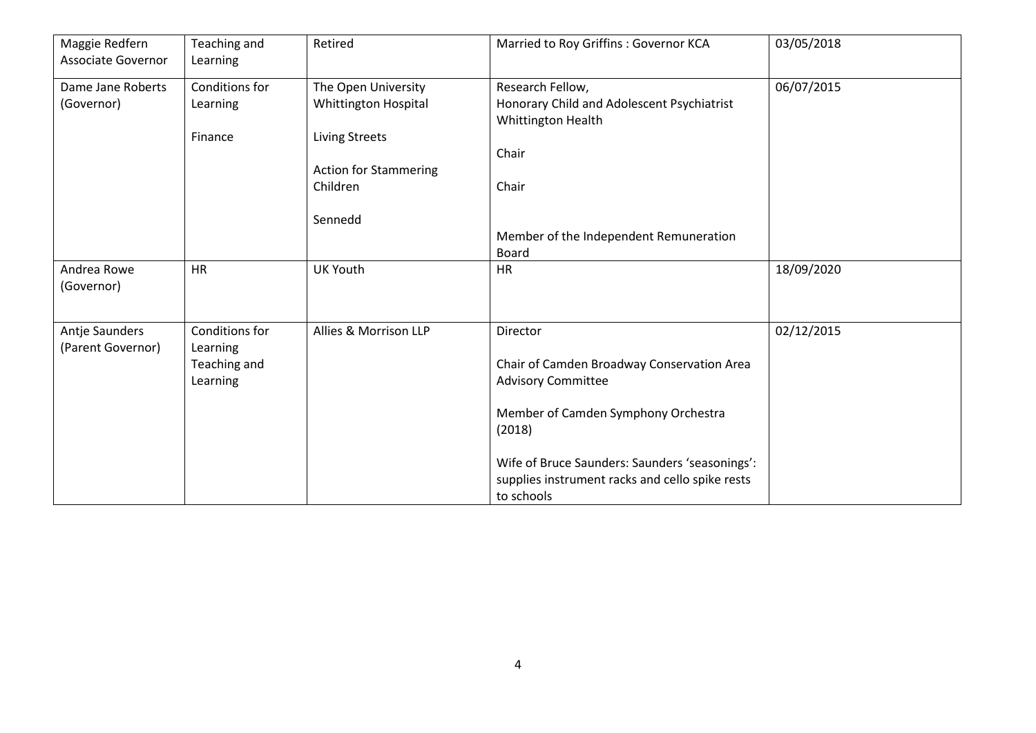| Maggie Redfern Associate Governor | Teaching and Learning | Retired | Married to Roy Griffins : Governor KCA | 03/05/2018 |
|---|---|---|---|---|
| Dame Jane Roberts (Governor) | Conditions for Learning<br><br>Finance | The Open University<br>Whittington Hospital<br><br>Living Streets<br><br>Action for Stammering Children<br><br>Sennedd | Research Fellow,<br>Honorary Child and Adolescent Psychiatrist Whittington Health<br><br>Chair<br><br>Chair<br><br>Member of the Independent Remuneration Board | 06/07/2015 |
| Andrea Rowe (Governor) | HR | UK Youth | HR | 18/09/2020 |
| Antje Saunders (Parent Governor) | Conditions for Learning<br>Teaching and Learning | Allies & Morrison LLP | Director<br><br>Chair of Camden Broadway Conservation Area Advisory Committee<br><br>Member of Camden Symphony Orchestra (2018)<br><br>Wife of Bruce Saunders: Saunders 'seasonings': supplies instrument racks and cello spike rests to schools | 02/12/2015 |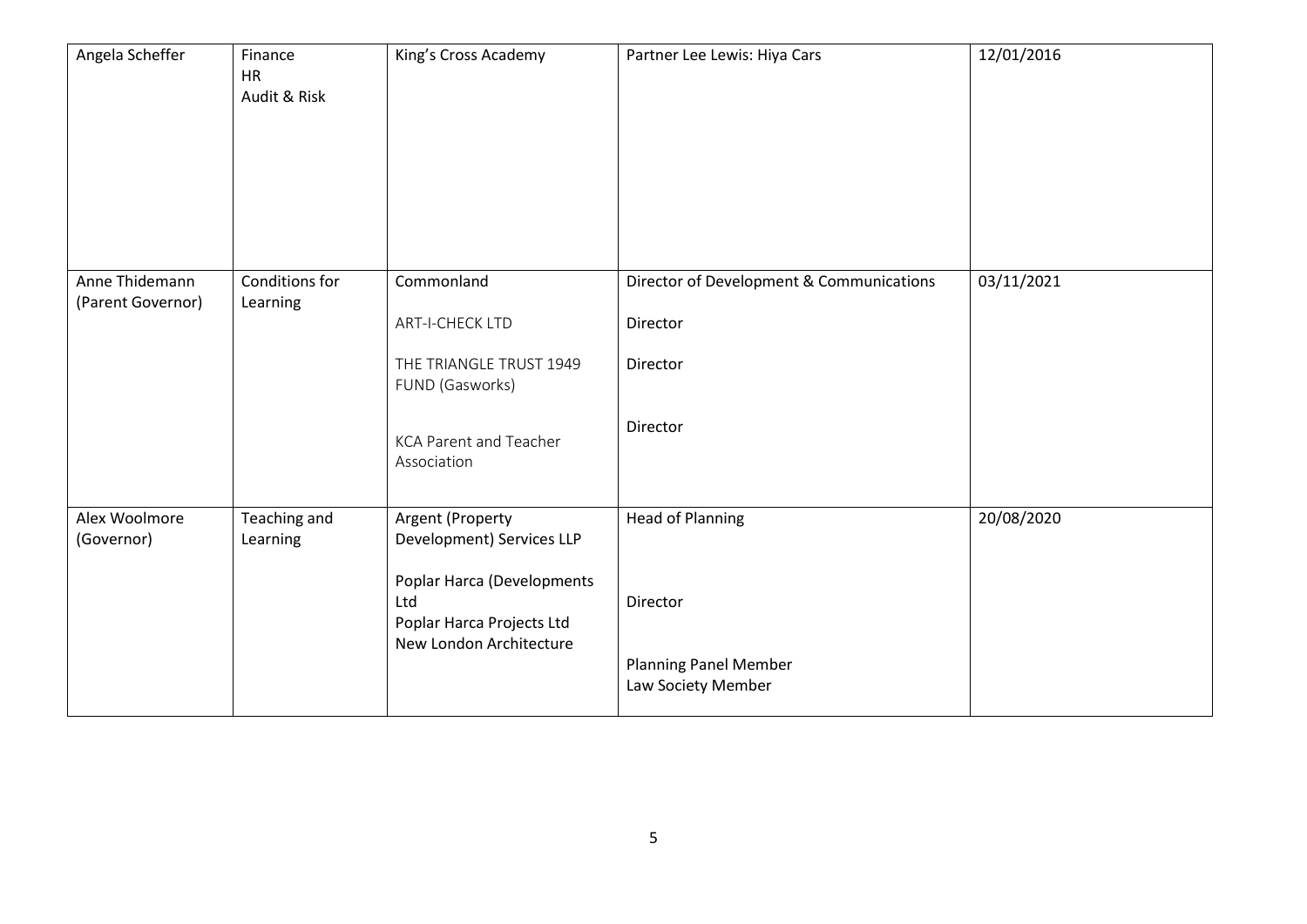| | | | | |
|---|---|---|---|---|
| Angela Scheffer | Finance<br>HR<br>Audit & Risk | King's Cross Academy | Partner Lee Lewis: Hiya Cars | 12/01/2016 |
| Anne Thidemann (Parent Governor) | Conditions for Learning | Commonland<br><br>ART-I-CHECK LTD<br><br>THE TRIANGLE TRUST 1949 FUND (Gasworks)<br><br>KCA Parent and Teacher Association | Director of Development & Communications<br><br>Director<br><br>Director<br><br>Director | 03/11/2021 |
| Alex Woolmore (Governor) | Teaching and Learning | Argent (Property Development) Services LLP<br><br>Poplar Harca (Developments Ltd<br>Poplar Harca Projects Ltd<br>New London Architecture | Head of Planning<br><br>Director<br><br>Planning Panel Member<br>Law Society Member | 20/08/2020 |